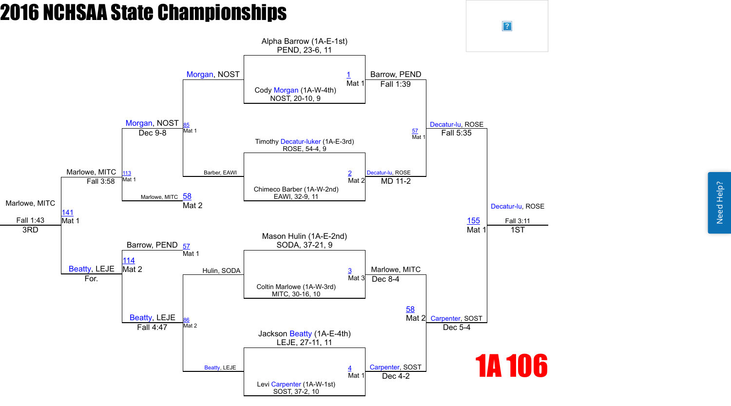# 2016 NCHSAA State Championships

## 1A 106

### Championship Bracket

**Match 1 (Mat 1)**
- Alpha Barrow (1A-E-1st) PEND, 23-6, 11
- Cody Morgan (1A-W-4th) NOST, 20-10, 9
- Winner: Barrow, PEND — Fall 1:39

**Match 2 (Mat 2)**
- Timothy Decatur-luker (1A-E-3rd) ROSE, 54-4, 9
- Chimeco Barber (1A-W-2nd) EAWI, 32-9, 11
- Winner: Decatur-lu, ROSE — MD 11-2

**Match 3 (Mat 3)**
- Mason Hulin (1A-E-2nd) SODA, 37-21, 9
- Coltin Marlowe (1A-W-3rd) MITC, 30-16, 10
- Winner: Marlowe, MITC — Dec 8-4

**Match 4 (Mat 1)**
- Jackson Beatty (1A-E-4th) LEJE, 27-11, 11
- Levi Carpenter (1A-W-1st) SOST, 37-2, 10
- Winner: Carpenter, SOST — Dec 4-2

**Match 57 (Mat 1)**
- Barrow, PEND vs Decatur-lu, ROSE
- Winner: Decatur-lu, ROSE — Fall 5:35

**Match 58 (Mat 2)**
- Marlowe, MITC vs Carpenter, SOST
- Winner: Carpenter, SOST — Dec 5-4

**Match 155 (Mat 1) — Final**
- Decatur-lu, ROSE vs Carpenter, SOST
- Winner: Decatur-lu, ROSE — Fall 3:11 — 1ST

### Consolation Bracket

**Match 85 (Mat 1)**
- Morgan, NOST vs Barber, EAWI
- Winner: Morgan, NOST — Dec 9-8

**Match 86 (Mat 2)**
- Hulin, SODA vs Beatty, LEJE
- Winner: Beatty, LEJE — Fall 4:47

**Match 113 (Mat 1)**
- Morgan, NOST vs Marlowe, MITC (58, Mat 2)
- Winner: Marlowe, MITC — Fall 3:58

**Match 114 (Mat 2)**
- Barrow, PEND (57, Mat 1) vs Beatty, LEJE
- Winner: Beatty, LEJE — For.

**Match 141 (Mat 1) — 3rd Place**
- Marlowe, MITC vs Beatty, LEJE
- Winner: Marlowe, MITC — Fall 1:43 — 3RD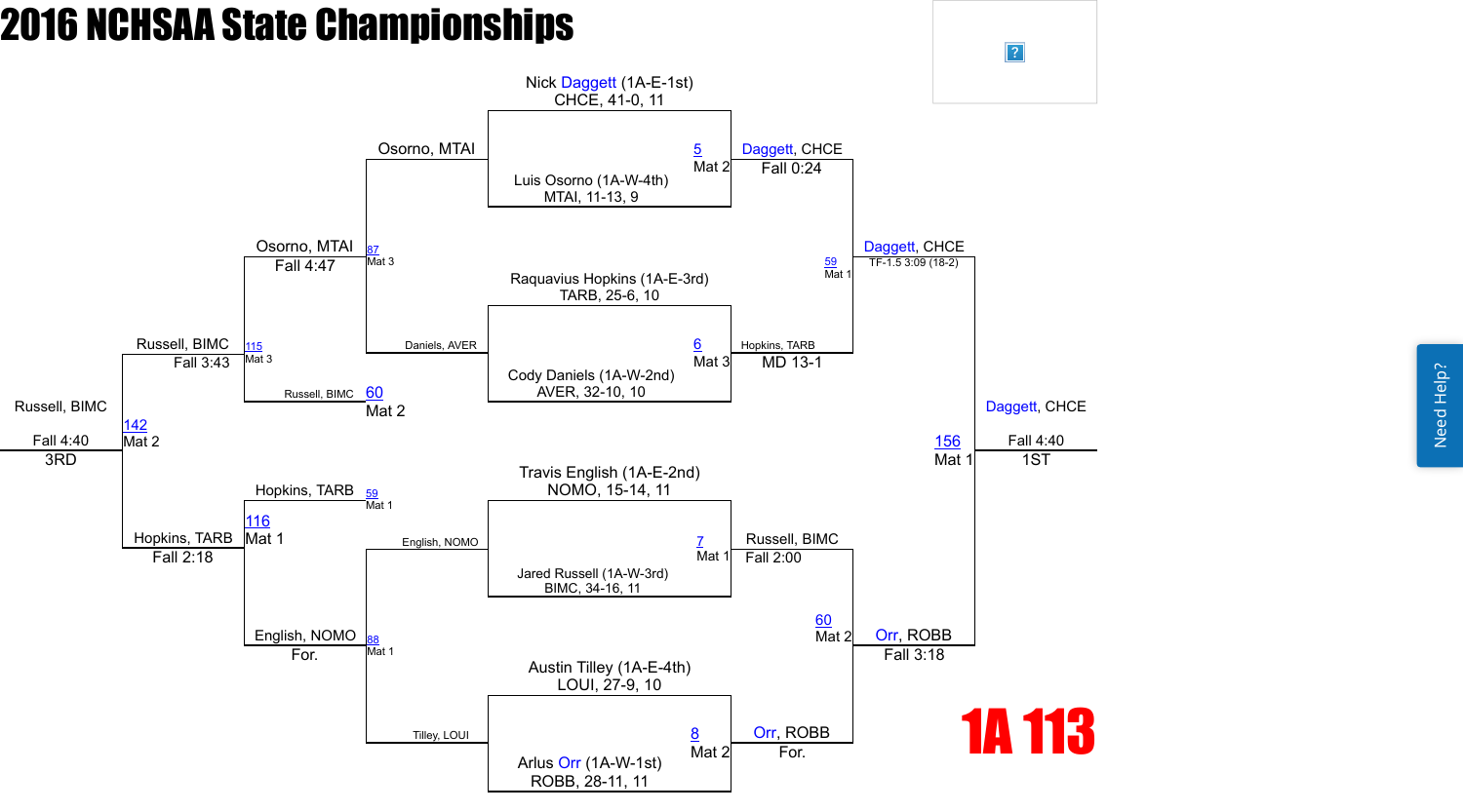# 2016 NCHSAA State Championships

## 1A 113

### Championship Bracket

**Quarterfinals**

- Nick Daggett (1A-E-1st), CHCE, 41-0, 11 vs. Luis Osorno (1A-W-4th), MTAI, 11-13, 9 — Bout 5, Mat 2 — Daggett, CHCE, Fall 0:24
- Raquavius Hopkins (1A-E-3rd), TARB, 25-6, 10 vs. Cody Daniels (1A-W-2nd), AVER, 32-10, 10 — Bout 6, Mat 3 — Hopkins, TARB, MD 13-1
- Travis English (1A-E-2nd), NOMO, 15-14, 11 vs. Jared Russell (1A-W-3rd), BIMC, 34-16, 11 — Bout 7, Mat 1 — Russell, BIMC, Fall 2:00
- Austin Tilley (1A-E-4th), LOUI, 27-9, 10 vs. Arlus Orr (1A-W-1st), ROBB, 28-11, 11 — Bout 8, Mat 2 — Orr, ROBB, For.

**Semifinals**

- Daggett, CHCE vs. Hopkins, TARB — Bout 59, Mat 1 — Daggett, CHCE, TF-1.5 3:09 (18-2)
- Russell, BIMC vs. Orr, ROBB — Bout 60, Mat 2 — Orr, ROBB, Fall 3:18

**Final**

- Daggett, CHCE vs. Orr, ROBB — Bout 156, Mat 1 — Daggett, CHCE, Fall 4:40 — 1ST

### Consolation Bracket

**Consolation Round 1**

- Osorno, MTAI vs. Daniels, AVER — Bout 87, Mat 3 — Osorno, MTAI, Fall 4:47
- English, NOMO vs. Tilley, LOUI — Bout 88, Mat 1 — English, NOMO, For.

**Consolation Round 2**

- Osorno, MTAI vs. Russell, BIMC — Bout 115, Mat 3 — Russell, BIMC, Fall 3:43
- Hopkins, TARB vs. English, NOMO — Bout 116, Mat 1 — Hopkins, TARB, Fall 2:18

**Third Place**

- Russell, BIMC vs. Hopkins, TARB — Bout 142, Mat 2 — Russell, BIMC, Fall 4:40 — 3RD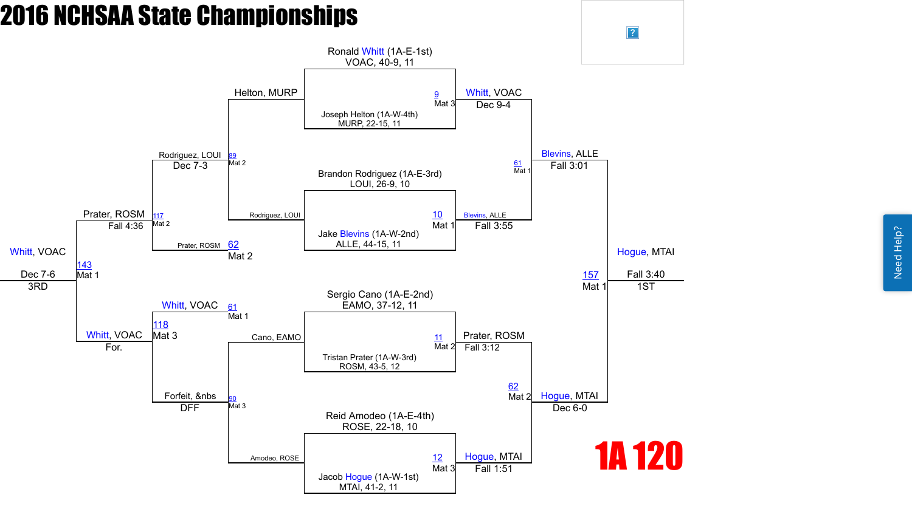# 2016 NCHSAA State Championships

## 1A 120

### Championship Bracket

**Quarterfinals**

- Ronald Whitt (1A-E-1st) VOAC, 40-9, 11 vs. Joseph Helton (1A-W-4th) MURP, 22-15, 11 — Match 9, Mat 3 — Whitt, VOAC, Dec 9-4
- Brandon Rodriguez (1A-E-3rd) LOUI, 26-9, 10 vs. Jake Blevins (1A-W-2nd) ALLE, 44-15, 11 — Match 10, Mat 1 — Blevins, ALLE, Fall 3:55
- Sergio Cano (1A-E-2nd) EAMO, 37-12, 11 vs. Tristan Prater (1A-W-3rd) ROSM, 43-5, 12 — Match 11, Mat 2 — Prater, ROSM, Fall 3:12
- Reid Amodeo (1A-E-4th) ROSE, 22-18, 10 vs. Jacob Hogue (1A-W-1st) MTAI, 41-2, 11 — Match 12, Mat 3 — Hogue, MTAI, Fall 1:51

**Semifinals**

- Whitt, VOAC vs. Blevins, ALLE — Match 61, Mat 1 — Blevins, ALLE, Fall 3:01
- Prater, ROSM vs. Hogue, MTAI — Match 62, Mat 2 — Hogue, MTAI, Dec 6-0

**Final**

- Blevins, ALLE vs. Hogue, MTAI — Match 157, Mat 1 — Hogue, MTAI, Fall 3:40 — 1ST

### Consolation Bracket

**Consolation Round 1**

- Helton, MURP vs. Rodriguez, LOUI — Match 89, Mat 2 — Rodriguez, LOUI, Dec 7-3
- Cano, EAMO vs. Amodeo, ROSE — Match 90, Mat 3 — Forfeit, &nbs, DFF

**Consolation Round 2**

- Rodriguez, LOUI vs. Prater, ROSM (Match 62, Mat 2) — Match 117, Mat 2 — Prater, ROSM, Fall 4:36
- Whitt, VOAC (Match 61, Mat 1) vs. Forfeit, &nbs — Match 118, Mat 3 — Whitt, VOAC, For.

**Third Place**

- Prater, ROSM vs. Whitt, VOAC — Match 143, Mat 1 — Whitt, VOAC, Dec 7-6 — 3RD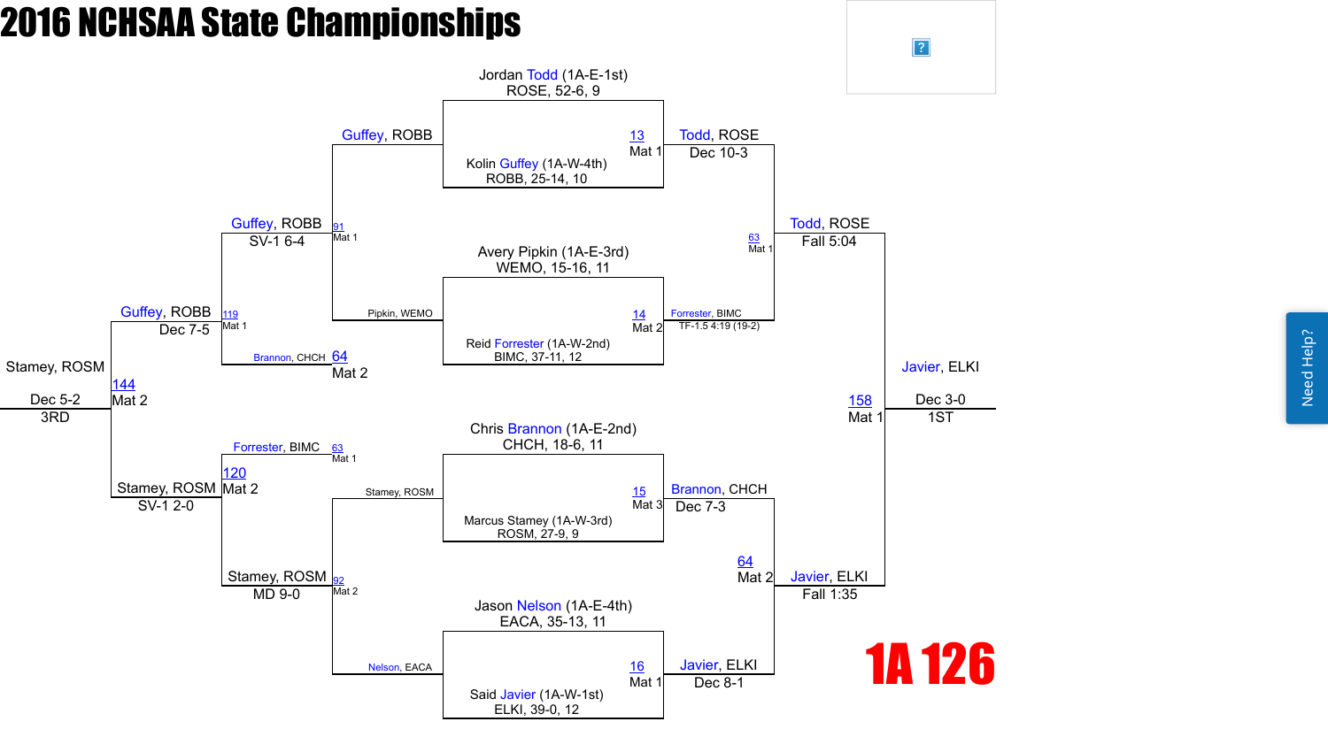# 2016 NCHSAA State Championships

## 1A 126

### Championship Bracket

**Quarterfinals**

| Match | Mat | Wrestler 1 | Wrestler 2 | Winner | Result |
|---|---|---|---|---|---|
| 13 | Mat 1 | Jordan Todd (1A-E-1st) ROSE, 52-6, 9 | Kolin Guffey (1A-W-4th) ROBB, 25-14, 10 | Todd, ROSE | Dec 10-3 |
| 14 | Mat 2 | Avery Pipkin (1A-E-3rd) WEMO, 15-16, 11 | Reid Forrester (1A-W-2nd) BIMC, 37-11, 12 | Forrester, BIMC | TF-1.5 4:19 (19-2) |
| 15 | Mat 3 | Chris Brannon (1A-E-2nd) CHCH, 18-6, 11 | Marcus Stamey (1A-W-3rd) ROSM, 27-9, 9 | Brannon, CHCH | Dec 7-3 |
| 16 | Mat 1 | Jason Nelson (1A-E-4th) EACA, 35-13, 11 | Said Javier (1A-W-1st) ELKI, 39-0, 12 | Javier, ELKI | Dec 8-1 |

**Semifinals**

| Match | Mat | Winner | Result |
|---|---|---|---|
| 63 | Mat 1 | Todd, ROSE | Fall 5:04 |
| 64 | Mat 2 | Javier, ELKI | Fall 1:35 |

**Final**

| Match | Mat | Winner | Result | Place |
|---|---|---|---|---|
| 158 | Mat 1 | Javier, ELKI | Dec 3-0 | 1ST |

### Consolation Bracket

| Match | Mat | Wrestler 1 | Wrestler 2 | Winner | Result |
|---|---|---|---|---|---|
| 91 | Mat 1 | Guffey, ROBB | Pipkin, WEMO | Guffey, ROBB | SV-1 6-4 |
| 92 | Mat 2 | Stamey, ROSM | Nelson, EACA | Stamey, ROSM | MD 9-0 |
| 119 | Mat 1 | Guffey, ROBB | Brannon, CHCH (64, Mat 2) | Guffey, ROBB | Dec 7-5 |
| 120 | Mat 2 | Forrester, BIMC (63, Mat 1) | Stamey, ROSM | Stamey, ROSM | SV-1 2-0 |
| 144 | Mat 2 | Guffey, ROBB | Stamey, ROSM | Stamey, ROSM | Dec 5-2 (3RD) |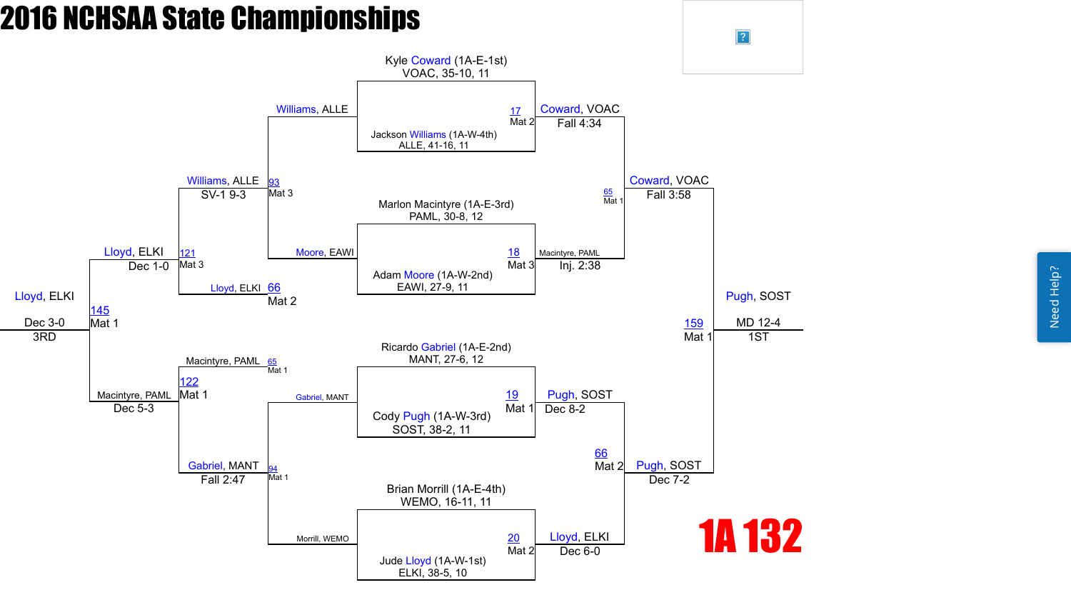# 2016 NCHSAA State Championships

## 1A 132

### Championship Bracket

**Quarterfinals**

- Match 17 (Mat 2): Kyle Coward (1A-E-1st), VOAC, 35-10, 11 vs. Jackson Williams (1A-W-4th), ALLE, 41-16, 11 — Coward, VOAC, Fall 4:34
- Match 18 (Mat 3): Marlon Macintyre (1A-E-3rd), PAML, 30-8, 12 vs. Adam Moore (1A-W-2nd), EAWI, 27-9, 11 — Macintyre, PAML, Inj. 2:38
- Match 19 (Mat 1): Ricardo Gabriel (1A-E-2nd), MANT, 27-6, 12 vs. Cody Pugh (1A-W-3rd), SOST, 38-2, 11 — Pugh, SOST, Dec 8-2
- Match 20 (Mat 2): Brian Morrill (1A-E-4th), WEMO, 16-11, 11 vs. Jude Lloyd (1A-W-1st), ELKI, 38-5, 10 — Lloyd, ELKI, Dec 6-0

**Semifinals**

- Match 65 (Mat 1): Coward, VOAC vs. Macintyre, PAML — Coward, VOAC, Fall 3:58
- Match 66 (Mat 2): Pugh, SOST vs. Lloyd, ELKI — Pugh, SOST, Dec 7-2

**Final**

- Match 159 (Mat 1): Pugh, SOST — MD 12-4 — 1ST

### Consolation Bracket

- Match 93 (Mat 3): Williams, ALLE vs. Moore, EAWI — Williams, ALLE, SV-1 9-3
- Match 94 (Mat 1): Gabriel, MANT vs. Morrill, WEMO — Gabriel, MANT, Fall 2:47
- Match 121 (Mat 3): Williams, ALLE vs. Lloyd, ELKI (66, Mat 2) — Lloyd, ELKI, Dec 1-0
- Match 122 (Mat 1): Macintyre, PAML (65, Mat 1) vs. Gabriel, MANT — Macintyre, PAML, Dec 5-3
- Match 145 (Mat 1): Lloyd, ELKI vs. Macintyre, PAML — Lloyd, ELKI, Dec 3-0 — 3RD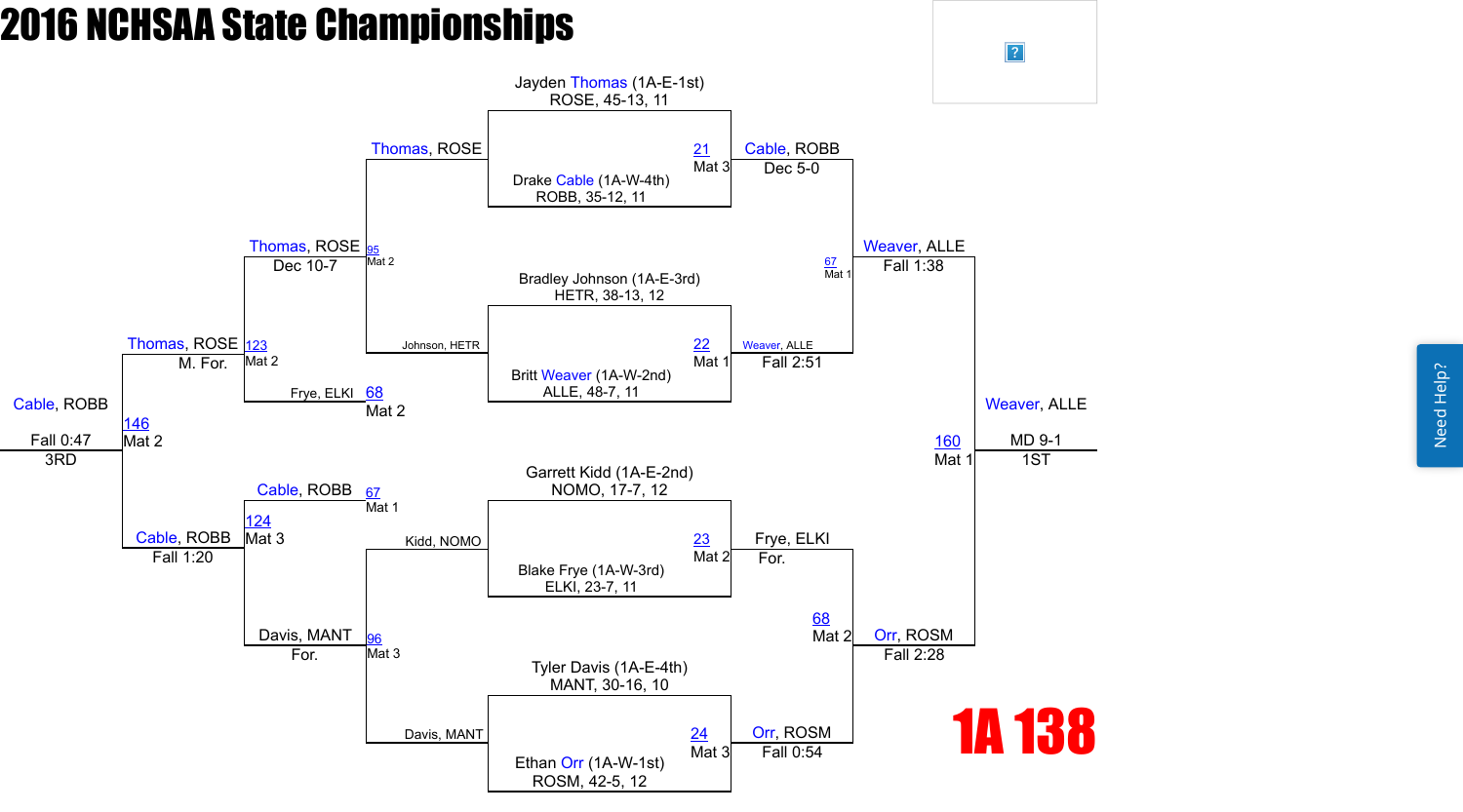# 2016 NCHSAA State Championships

## 1A 138

### Championship Bracket

**First Round**

| Match | Mat | Wrestler 1 | Wrestler 2 | Winner | Result |
| --- | --- | --- | --- | --- | --- |
| 21 | Mat 3 | Jayden Thomas (1A-E-1st) ROSE, 45-13, 11 | Drake Cable (1A-W-4th) ROBB, 35-12, 11 | Cable, ROBB | Dec 5-0 |
| 22 | Mat 1 | Bradley Johnson (1A-E-3rd) HETR, 38-13, 12 | Britt Weaver (1A-W-2nd) ALLE, 48-7, 11 | Weaver, ALLE | Fall 2:51 |
| 23 | Mat 2 | Garrett Kidd (1A-E-2nd) NOMO, 17-7, 12 | Blake Frye (1A-W-3rd) ELKI, 23-7, 11 | Frye, ELKI | For. |
| 24 | Mat 3 | Tyler Davis (1A-E-4th) MANT, 30-16, 10 | Ethan Orr (1A-W-1st) ROSM, 42-5, 12 | Orr, ROSM | Fall 0:54 |

**Semifinals**

| Match | Mat | Wrestler 1 | Wrestler 2 | Winner | Result |
| --- | --- | --- | --- | --- | --- |
| 67 | Mat 1 | Cable, ROBB | Weaver, ALLE | Weaver, ALLE | Fall 1:38 |
| 68 | Mat 2 | Frye, ELKI | Orr, ROSM | Orr, ROSM | Fall 2:28 |

**Championship**

| Match | Mat | Wrestler 1 | Wrestler 2 | Winner | Result |
| --- | --- | --- | --- | --- | --- |
| 160 | Mat 1 | Weaver, ALLE | Orr, ROSM | Weaver, ALLE | MD 9-1 |

1ST: Weaver, ALLE

### Consolation Bracket

**Consolation Round 1**

| Match | Mat | Wrestler 1 | Wrestler 2 | Winner | Result |
| --- | --- | --- | --- | --- | --- |
| 95 | Mat 2 | Thomas, ROSE | Johnson, HETR | Thomas, ROSE | Dec 10-7 |
| 96 | Mat 3 | Kidd, NOMO | Davis, MANT | Davis, MANT | For. |

**Consolation Round 2**

| Match | Mat | Wrestler 1 | Wrestler 2 | Winner | Result |
| --- | --- | --- | --- | --- | --- |
| 123 | Mat 2 | Thomas, ROSE | Frye, ELKI (68) | Thomas, ROSE | M. For. |
| 124 | Mat 3 | Cable, ROBB (67) | Davis, MANT | Cable, ROBB | Fall 1:20 |

**Third Place**

| Match | Mat | Wrestler 1 | Wrestler 2 | Winner | Result |
| --- | --- | --- | --- | --- | --- |
| 146 | Mat 2 | Thomas, ROSE | Cable, ROBB | Cable, ROBB | Fall 0:47 |

3RD: Cable, ROBB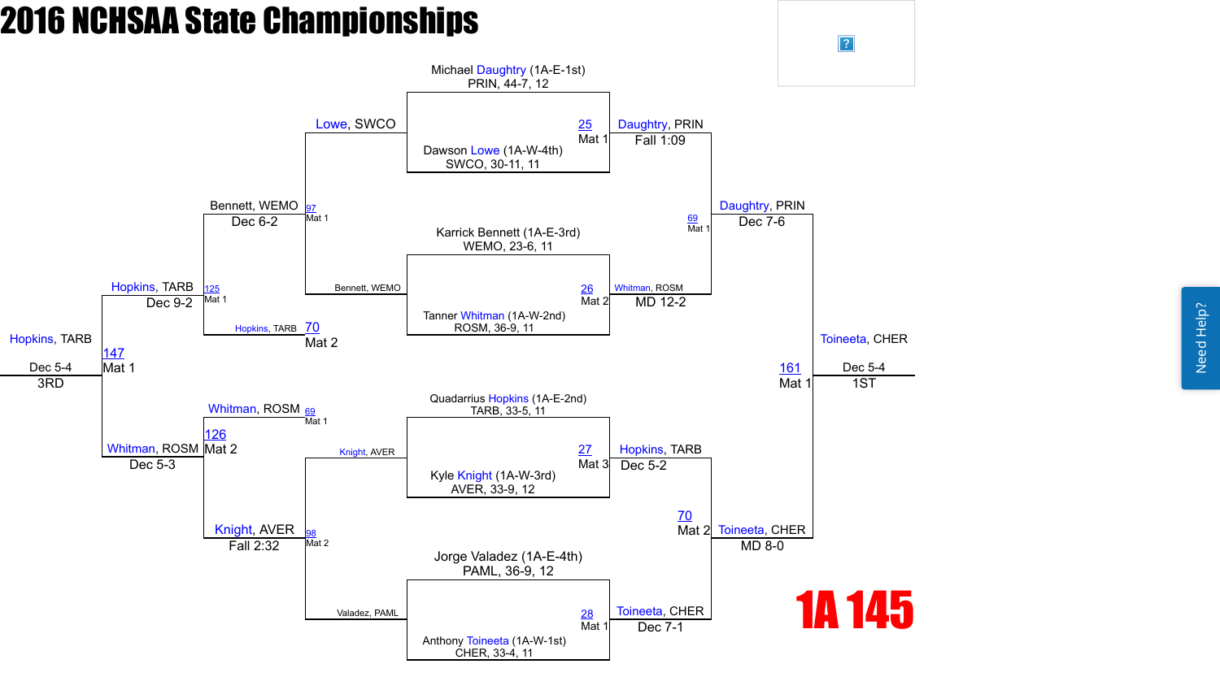# 2016 NCHSAA State Championships

## 1A 145

### Championship Bracket

**First Round**

- Bout 25, Mat 1: Michael Daughtry (1A-E-1st) PRIN, 44-7, 12 vs. Dawson Lowe (1A-W-4th) SWCO, 30-11, 11 — Winner: Daughtry, PRIN, Fall 1:09
- Bout 26, Mat 2: Karrick Bennett (1A-E-3rd) WEMO, 23-6, 11 vs. Tanner Whitman (1A-W-2nd) ROSM, 36-9, 11 — Winner: Whitman, ROSM, MD 12-2
- Bout 27, Mat 3: Quadarrius Hopkins (1A-E-2nd) TARB, 33-5, 11 vs. Kyle Knight (1A-W-3rd) AVER, 33-9, 12 — Winner: Hopkins, TARB, Dec 5-2
- Bout 28, Mat 1: Jorge Valadez (1A-E-4th) PAML, 36-9, 12 vs. Anthony Toineeta (1A-W-1st) CHER, 33-4, 11 — Winner: Toineeta, CHER, Dec 7-1

**Semifinals**

- Bout 69, Mat 1: Daughtry, PRIN vs. Whitman, ROSM — Winner: Daughtry, PRIN, Dec 7-6
- Bout 70, Mat 2: Hopkins, TARB vs. Toineeta, CHER — Winner: Toineeta, CHER, MD 8-0

**Final**

- Bout 161, Mat 1: Daughtry, PRIN vs. Toineeta, CHER — Winner: Toineeta, CHER, Dec 5-4 — 1ST

### Consolation Bracket

**First Round**

- Bout 97, Mat 1: Lowe, SWCO vs. Bennett, WEMO — Winner: Bennett, WEMO, Dec 6-2
- Bout 98, Mat 2: Knight, AVER vs. Valadez, PAML — Winner: Knight, AVER, Fall 2:32

**Quarterfinals**

- Bout 125, Mat 1: Bennett, WEMO vs. Hopkins, TARB (Bout 70, Mat 2) — Winner: Hopkins, TARB, Dec 9-2
- Bout 126, Mat 2: Whitman, ROSM (Bout 69, Mat 1) vs. Knight, AVER — Winner: Whitman, ROSM, Dec 5-3

**Third Place**

- Bout 147, Mat 1: Hopkins, TARB vs. Whitman, ROSM — Winner: Hopkins, TARB, Dec 5-4 — 3RD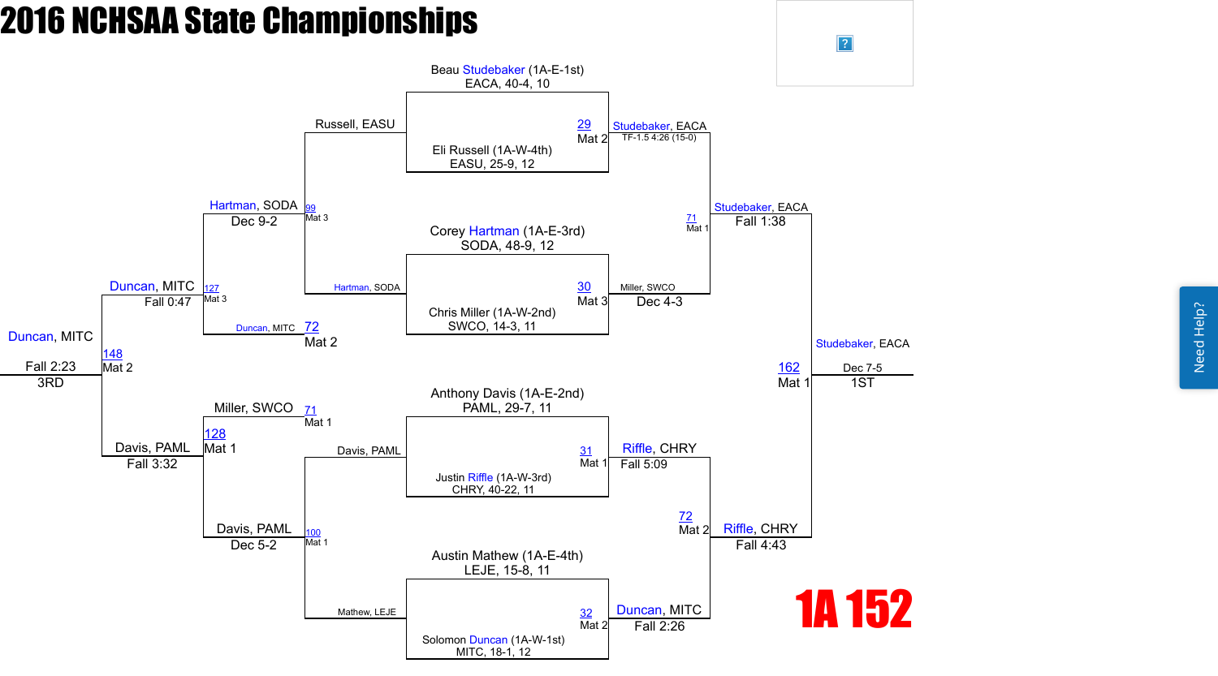# 2016 NCHSAA State Championships

## 1A 152

### Championship Bracket

**First Round**

- Match 29 (Mat 2): Beau Studebaker (1A-E-1st), EACA, 40-4, 10 vs. Eli Russell (1A-W-4th), EASU, 25-9, 12 — Studebaker, EACA, TF-1.5 4:26 (15-0)
- Match 30 (Mat 3): Corey Hartman (1A-E-3rd), SODA, 48-9, 12 vs. Chris Miller (1A-W-2nd), SWCO, 14-3, 11 — Miller, SWCO, Dec 4-3
- Match 31 (Mat 1): Anthony Davis (1A-E-2nd), PAML, 29-7, 11 vs. Justin Riffle (1A-W-3rd), CHRY, 40-22, 11 — Riffle, CHRY, Fall 5:09
- Match 32 (Mat 2): Austin Mathew (1A-E-4th), LEJE, 15-8, 11 vs. Solomon Duncan (1A-W-1st), MITC, 18-1, 12 — Duncan, MITC, Fall 2:26

**Semifinals**

- Match 71 (Mat 1): Studebaker, EACA vs. Miller, SWCO — Studebaker, EACA, Fall 1:38
- Match 72 (Mat 2): Riffle, CHRY vs. Duncan, MITC — Riffle, CHRY, Fall 4:43

**Final**

- Match 162 (Mat 1): Studebaker, EACA vs. Riffle, CHRY — Studebaker, EACA, Dec 7-5 — 1ST

### Consolation Bracket

**Consolation First Round**

- Match 99 (Mat 3): Russell, EASU vs. Hartman, SODA — Hartman, SODA, Dec 9-2
- Match 72 (Mat 2): Duncan, MITC (bye)
- Match 71 (Mat 1): Miller, SWCO (bye)
- Match 100 (Mat 1): Davis, PAML vs. Mathew, LEJE — Davis, PAML, Dec 5-2

**Consolation Semifinals**

- Match 127 (Mat 3): Hartman, SODA vs. Duncan, MITC — Duncan, MITC, Fall 0:47
- Match 128 (Mat 1): Miller, SWCO vs. Davis, PAML — Davis, PAML, Fall 3:32

**3rd Place**

- Match 148 (Mat 2): Duncan, MITC vs. Davis, PAML — Duncan, MITC, Fall 2:23 — 3RD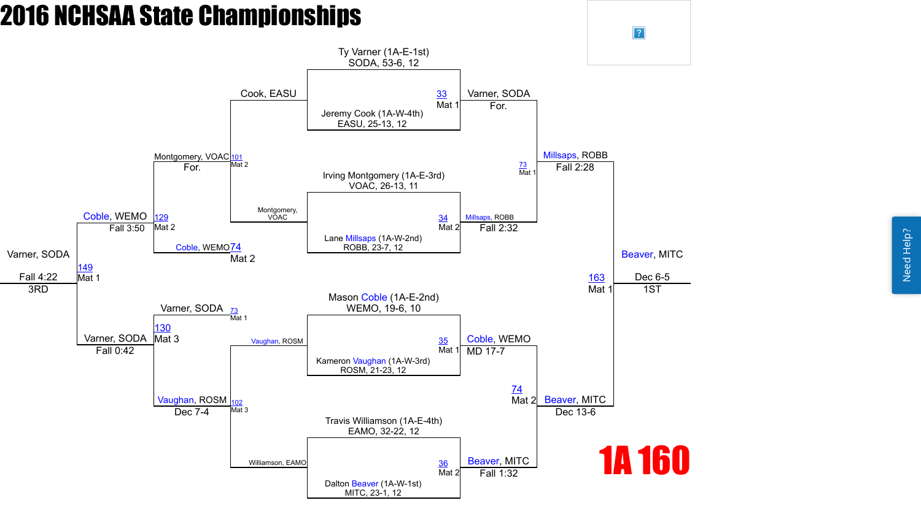# 2016 NCHSAA State Championships

## 1A 160

### Championship Bracket

**Quarterfinals**

- Match 33 (Mat 1): Ty Varner (1A-E-1st), SODA, 53-6, 12 vs. Jeremy Cook (1A-W-4th), EASU, 25-13, 12 — Varner, SODA, For.
- Match 34 (Mat 2): Irving Montgomery (1A-E-3rd), VOAC, 26-13, 11 vs. Lane Millsaps (1A-W-2nd), ROBB, 23-7, 12 — Millsaps, ROBB, Fall 2:32
- Match 35 (Mat 1): Mason Coble (1A-E-2nd), WEMO, 19-6, 10 vs. Kameron Vaughan (1A-W-3rd), ROSM, 21-23, 12 — Coble, WEMO, MD 17-7
- Match 36 (Mat 2): Travis Williamson (1A-E-4th), EAMO, 32-22, 12 vs. Dalton Beaver (1A-W-1st), MITC, 23-1, 12 — Beaver, MITC, Fall 1:32

**Semifinals**

- Match 73 (Mat 1): Varner, SODA vs. Millsaps, ROBB — Millsaps, ROBB, Fall 2:28
- Match 74 (Mat 2): Coble, WEMO vs. Beaver, MITC — Beaver, MITC, Dec 13-6

**Final**

- Match 163 (Mat 1): Millsaps, ROBB vs. Beaver, MITC — Beaver, MITC, Dec 6-5 — 1ST

### Consolation Bracket

**Consolation Round 1**

- Match 101 (Mat 2): Cook, EASU vs. Montgomery, VOAC — Montgomery, VOAC, For.
- Match 102 (Mat 3): Vaughan, ROSM vs. Williamson, EAMO — Vaughan, ROSM, Dec 7-4

**Consolation Semifinals**

- Match 129 (Mat 2): Montgomery, VOAC vs. Coble, WEMO (loser of 74, Mat 2) — Coble, WEMO, Fall 3:50
- Match 130 (Mat 3): Varner, SODA (loser of 73, Mat 1) vs. Vaughan, ROSM — Varner, SODA, Fall 0:42

**Third Place**

- Match 149 (Mat 1): Coble, WEMO vs. Varner, SODA — Varner, SODA, Fall 4:22 — 3RD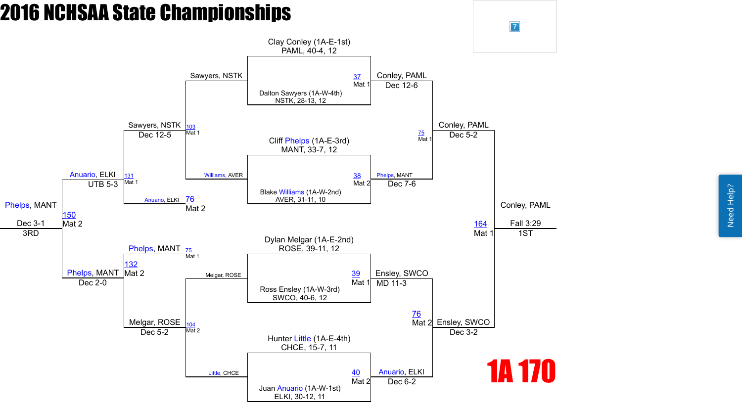# 2016 NCHSAA State Championships

## 1A 170

### Championship Bracket

**Quarterfinals**

- Match 37 (Mat 1): Clay Conley (1A-E-1st) PAML, 40-4, 12 vs. Dalton Sawyers (1A-W-4th) NSTK, 28-13, 12 — Conley, PAML, Dec 12-6
- Match 38 (Mat 2): Cliff Phelps (1A-E-3rd) MANT, 33-7, 12 vs. Blake Williams (1A-W-2nd) AVER, 31-11, 10 — Phelps, MANT, Dec 7-6
- Match 39 (Mat 1): Dylan Melgar (1A-E-2nd) ROSE, 39-11, 12 vs. Ross Ensley (1A-W-3rd) SWCO, 40-6, 12 — Ensley, SWCO, MD 11-3
- Match 40 (Mat 2): Hunter Little (1A-E-4th) CHCE, 15-7, 11 vs. Juan Anuario (1A-W-1st) ELKI, 30-12, 11 — Anuario, ELKI, Dec 6-2

**Semifinals**

- Match 75 (Mat 1): Conley, PAML vs. Phelps, MANT — Conley, PAML, Dec 5-2
- Match 76 (Mat 2): Ensley, SWCO vs. Anuario, ELKI — Ensley, SWCO, Dec 3-2

**Final**

- Match 164 (Mat 1): Conley, PAML vs. Ensley, SWCO — Conley, PAML, Fall 3:29 — 1ST

### Consolation Bracket

**Consolation Round 1**

- Match 103 (Mat 1): Sawyers, NSTK vs. Williams, AVER — Sawyers, NSTK, Dec 12-5
- Match 104 (Mat 2): Melgar, ROSE vs. Little, CHCE — Melgar, ROSE, Dec 5-2

**Consolation Semifinals**

- Match 131 (Mat 1): Sawyers, NSTK vs. Anuario, ELKI (loser of 76, Mat 2) — Anuario, ELKI, UTB 5-3
- Match 132 (Mat 2): Phelps, MANT (loser of 75, Mat 1) vs. Melgar, ROSE — Phelps, MANT, Dec 2-0

**3rd Place**

- Match 150 (Mat 2): Anuario, ELKI vs. Phelps, MANT — Phelps, MANT, Dec 3-1 — 3RD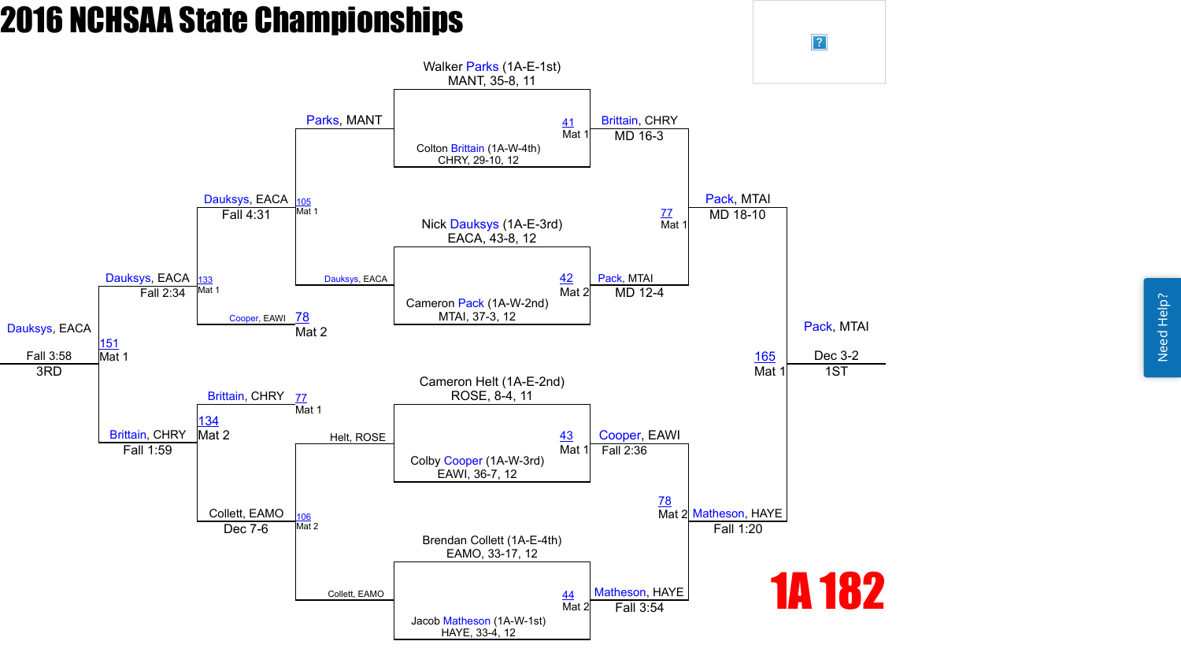# 2016 NCHSAA State Championships

## 1A 182

### Championship Bracket

**Bout 41 (Mat 1)**
- Walker Parks (1A-E-1st), MANT, 35-8, 11
- Colton Brittain (1A-W-4th), CHRY, 29-10, 12
- Winner: Brittain, CHRY — MD 16-3

**Bout 42 (Mat 2)**
- Nick Dauksys (1A-E-3rd), EACA, 43-8, 12
- Cameron Pack (1A-W-2nd), MTAI, 37-3, 12
- Winner: Pack, MTAI — MD 12-4

**Bout 43 (Mat 1)**
- Cameron Helt (1A-E-2nd), ROSE, 8-4, 11
- Colby Cooper (1A-W-3rd), EAWI, 36-7, 12
- Winner: Cooper, EAWI — Fall 2:36

**Bout 44 (Mat 2)**
- Brendan Collett (1A-E-4th), EAMO, 33-17, 12
- Jacob Matheson (1A-W-1st), HAYE, 33-4, 12
- Winner: Matheson, HAYE — Fall 3:54

**Bout 77 (Mat 1)**
- Brittain, CHRY vs. Pack, MTAI
- Winner: Pack, MTAI — MD 18-10

**Bout 78 (Mat 2)**
- Cooper, EAWI vs. Matheson, HAYE
- Winner: Matheson, HAYE — Fall 1:20

**Bout 165 (Mat 1) — Final**
- Pack, MTAI vs. Matheson, HAYE
- Winner: Pack, MTAI — Dec 3-2 — 1ST

### Consolation Bracket

**Bout 105 (Mat 1)**
- Parks, MANT vs. Dauksys, EACA
- Winner: Dauksys, EACA — Fall 4:31

**Bout 106 (Mat 2)**
- Helt, ROSE vs. Collett, EAMO
- Winner: Collett, EAMO — Dec 7-6

**Bout 133 (Mat 1)**
- Dauksys, EACA vs. Cooper, EAWI (from Bout 78, Mat 2)
- Winner: Dauksys, EACA — Fall 2:34

**Bout 134 (Mat 2)**
- Brittain, CHRY (from Bout 77, Mat 1) vs. Collett, EAMO
- Winner: Brittain, CHRY — Fall 1:59

**Bout 151 (Mat 1) — 3rd Place**
- Dauksys, EACA vs. Brittain, CHRY
- Winner: Dauksys, EACA — Fall 3:58 — 3RD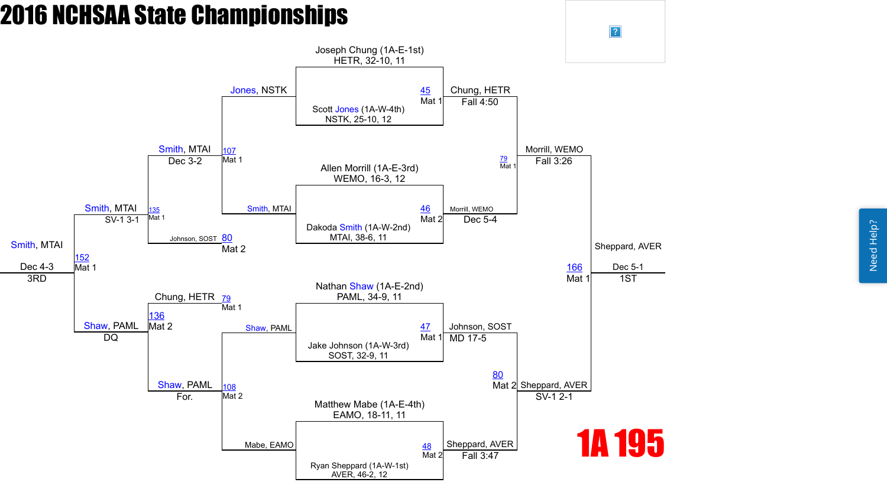# 2016 NCHSAA State Championships

## 1A 195

### Championship Bracket

**First Round**

- Joseph Chung (1A-E-1st) HETR, 32-10, 11 vs. Scott Jones (1A-W-4th) NSTK, 25-10, 12 — Match 45, Mat 1 — Chung, HETR, Fall 4:50
- Allen Morrill (1A-E-3rd) WEMO, 16-3, 12 vs. Dakoda Smith (1A-W-2nd) MTAI, 38-6, 11 — Match 46, Mat 2 — Morrill, WEMO, Dec 5-4
- Nathan Shaw (1A-E-2nd) PAML, 34-9, 11 vs. Jake Johnson (1A-W-3rd) SOST, 32-9, 11 — Match 47, Mat 1 — Johnson, SOST, MD 17-5
- Matthew Mabe (1A-E-4th) EAMO, 18-11, 11 vs. Ryan Sheppard (1A-W-1st) AVER, 46-2, 12 — Match 48, Mat 2 — Sheppard, AVER, Fall 3:47

**Semifinals**

- Chung, HETR vs. Morrill, WEMO — Match 79, Mat 1 — Morrill, WEMO, Fall 3:26
- Johnson, SOST vs. Sheppard, AVER — Match 80, Mat 2 — Sheppard, AVER, SV-1 2-1

**Final**

- Morrill, WEMO vs. Sheppard, AVER — Match 166, Mat 1 — Sheppard, AVER, Dec 5-1 — 1ST

### Consolation Bracket

**Consolation First Round**

- Jones, NSTK vs. Smith, MTAI — Match 107, Mat 1 — Smith, MTAI, Dec 3-2
- Shaw, PAML vs. Mabe, EAMO — Match 108, Mat 2 — Shaw, PAML, For.

**Consolation Semifinals**

- Smith, MTAI vs. Johnson, SOST (80, Mat 2) — Match 135, Mat 1 — Smith, MTAI, SV-1 3-1
- Chung, HETR (79, Mat 1) vs. Shaw, PAML — Match 136, Mat 2 — Shaw, PAML, DQ

**Third Place**

- Smith, MTAI vs. Shaw, PAML — Match 152, Mat 1 — Smith, MTAI, Dec 4-3 — 3RD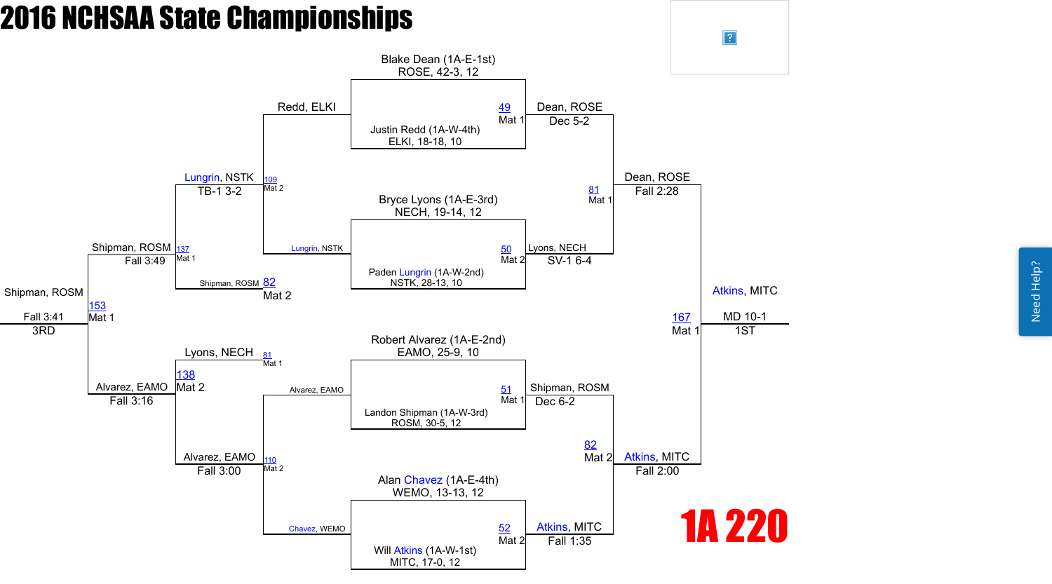# 2016 NCHSAA State Championships

## 1A 220

### Championship Bracket

**First Round**

| Bout | Mat | Wrestler 1 | Wrestler 2 | Winner | Result |
|---|---|---|---|---|---|
| 49 | Mat 1 | Blake Dean (1A-E-1st) ROSE, 42-3, 12 | Justin Redd (1A-W-4th) ELKI, 18-18, 10 | Dean, ROSE | Dec 5-2 |
| 50 | Mat 2 | Bryce Lyons (1A-E-3rd) NECH, 19-14, 12 | Paden Lungrin (1A-W-2nd) NSTK, 28-13, 10 | Lyons, NECH | SV-1 6-4 |
| 51 | Mat 1 | Robert Alvarez (1A-E-2nd) EAMO, 25-9, 10 | Landon Shipman (1A-W-3rd) ROSM, 30-5, 12 | Shipman, ROSM | Dec 6-2 |
| 52 | Mat 2 | Alan Chavez (1A-E-4th) WEMO, 13-13, 12 | Will Atkins (1A-W-1st) MITC, 17-0, 12 | Atkins, MITC | Fall 1:35 |

**Semifinals**

| Bout | Mat | Wrestler 1 | Wrestler 2 | Winner | Result |
|---|---|---|---|---|---|
| 81 | Mat 1 | Dean, ROSE | Lyons, NECH | Dean, ROSE | Fall 2:28 |
| 82 | Mat 2 | Shipman, ROSM | Atkins, MITC | Atkins, MITC | Fall 2:00 |

**Final**

| Bout | Mat | Wrestler 1 | Wrestler 2 | Winner | Result |
|---|---|---|---|---|---|
| 167 | Mat 1 | Dean, ROSE | Atkins, MITC | Atkins, MITC | MD 10-1 (1ST) |

### Consolation Bracket

| Bout | Mat | Wrestler 1 | Wrestler 2 | Winner | Result |
|---|---|---|---|---|---|
| 109 | Mat 2 | Redd, ELKI | Lungrin, NSTK | Lungrin, NSTK | TB-1 3-2 |
| 110 | Mat 2 | Alvarez, EAMO | Chavez, WEMO | Alvarez, EAMO | Fall 3:00 |
| 137 | Mat 1 | Lungrin, NSTK | Shipman, ROSM (from 82, Mat 2) | Shipman, ROSM | Fall 3:49 |
| 138 | Mat 2 | Lyons, NECH (from 81, Mat 1) | Alvarez, EAMO | Alvarez, EAMO | Fall 3:16 |
| 153 | Mat 1 | Shipman, ROSM | Alvarez, EAMO | Shipman, ROSM | Fall 3:41 (3RD) |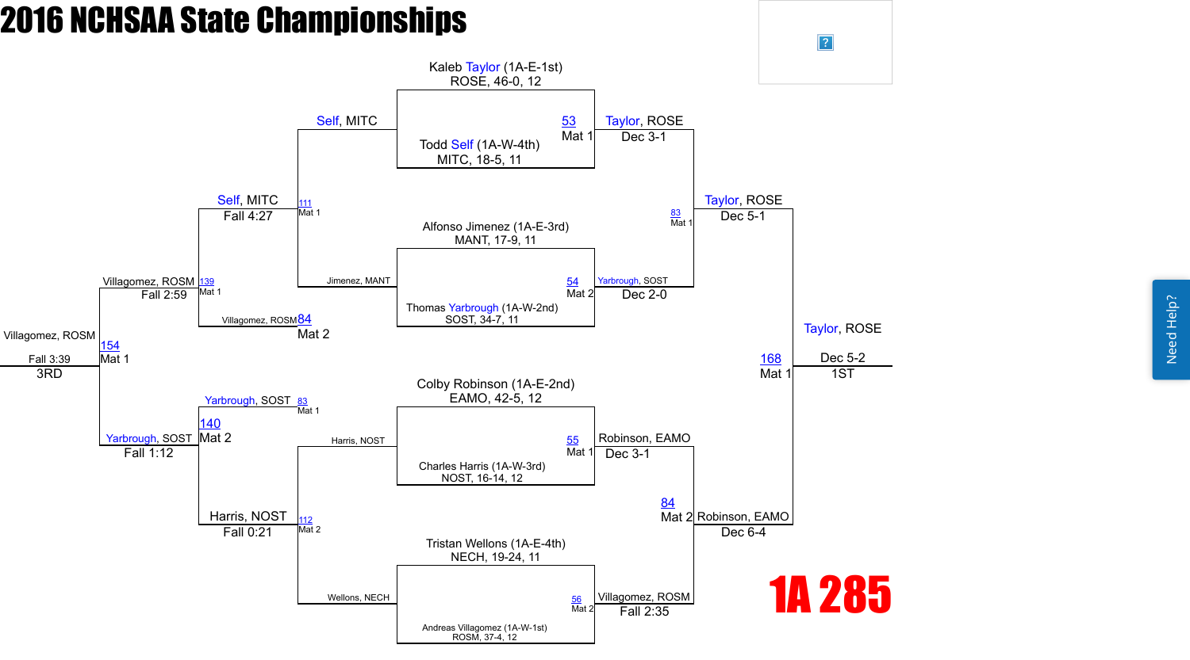# 2016 NCHSAA State Championships

## 1A 285

### Championship Bracket

**Quarterfinals**

- Kaleb Taylor (1A-E-1st) ROSE, 46-0, 12 vs. Todd Self (1A-W-4th) MITC, 18-5, 11 — 53, Mat 1 — Taylor, ROSE, Dec 3-1
- Alfonso Jimenez (1A-E-3rd) MANT, 17-9, 11 vs. Thomas Yarbrough (1A-W-2nd) SOST, 34-7, 11 — 54, Mat 2 — Yarbrough, SOST, Dec 2-0
- Colby Robinson (1A-E-2nd) EAMO, 42-5, 12 vs. Charles Harris (1A-W-3rd) NOST, 16-14, 12 — 55, Mat 1 — Robinson, EAMO, Dec 3-1
- Tristan Wellons (1A-E-4th) NECH, 19-24, 11 vs. Andreas Villagomez (1A-W-1st) ROSM, 37-4, 12 — 56, Mat 2 — Villagomez, ROSM, Fall 2:35

**Semifinals**

- Taylor, ROSE vs. Yarbrough, SOST — 83, Mat 1 — Taylor, ROSE, Dec 5-1
- Robinson, EAMO vs. Villagomez, ROSM — 84, Mat 2 — Robinson, EAMO, Dec 6-4

**Final**

- Taylor, ROSE vs. Robinson, EAMO — 168, Mat 1 — Taylor, ROSE, Dec 5-2 — 1ST

### Consolation Bracket

**First Round**

- Self, MITC vs. Jimenez, MANT — 111, Mat 1 — Self, MITC, Fall 4:27
- Harris, NOST vs. Wellons, NECH — 112, Mat 2 — Harris, NOST, Fall 0:21

**Second Round**

- Self, MITC vs. Villagomez, ROSM (84, Mat 2) — 139, Mat 1 — Villagomez, ROSM, Fall 2:59
- Yarbrough, SOST (83, Mat 1) vs. Harris, NOST — 140, Mat 2 — Yarbrough, SOST, Fall 1:12

**Third Place**

- Villagomez, ROSM vs. Yarbrough, SOST — 154, Mat 1 — Villagomez, ROSM, Fall 3:39 — 3RD